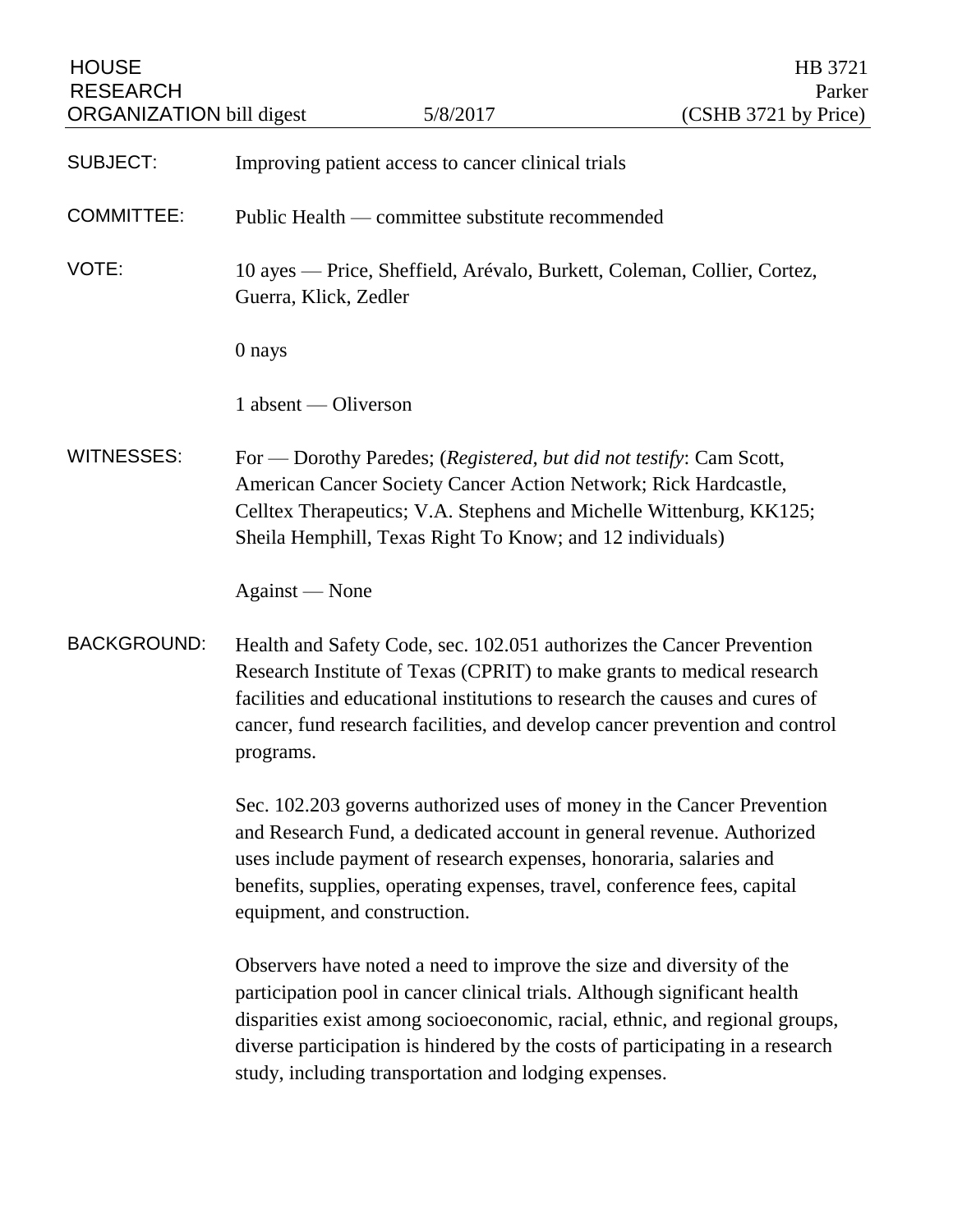HOUSE RESEARCH ORGANIZATION bill digest | 5/8/2017 | HB 3721 Parker (CSHB 3721 by Price)

| | |
|---|---|
| SUBJECT: | Improving patient access to cancer clinical trials |
| COMMITTEE: | Public Health — committee substitute recommended |
| VOTE: | 10 ayes — Price, Sheffield, Arévalo, Burkett, Coleman, Collier, Cortez, Guerra, Klick, Zedler<br><br>0 nays<br><br>1 absent — Oliverson |
| WITNESSES: | For — Dorothy Paredes; (*Registered, but did not testify*: Cam Scott, American Cancer Society Cancer Action Network; Rick Hardcastle, Celltex Therapeutics; V.A. Stephens and Michelle Wittenburg, KK125; Sheila Hemphill, Texas Right To Know; and 12 individuals)<br><br>Against — None |

**BACKGROUND:** Health and Safety Code, sec. 102.051 authorizes the Cancer Prevention Research Institute of Texas (CPRIT) to make grants to medical research facilities and educational institutions to research the causes and cures of cancer, fund research facilities, and develop cancer prevention and control programs.

Sec. 102.203 governs authorized uses of money in the Cancer Prevention and Research Fund, a dedicated account in general revenue. Authorized uses include payment of research expenses, honoraria, salaries and benefits, supplies, operating expenses, travel, conference fees, capital equipment, and construction.

Observers have noted a need to improve the size and diversity of the participation pool in cancer clinical trials. Although significant health disparities exist among socioeconomic, racial, ethnic, and regional groups, diverse participation is hindered by the costs of participating in a research study, including transportation and lodging expenses.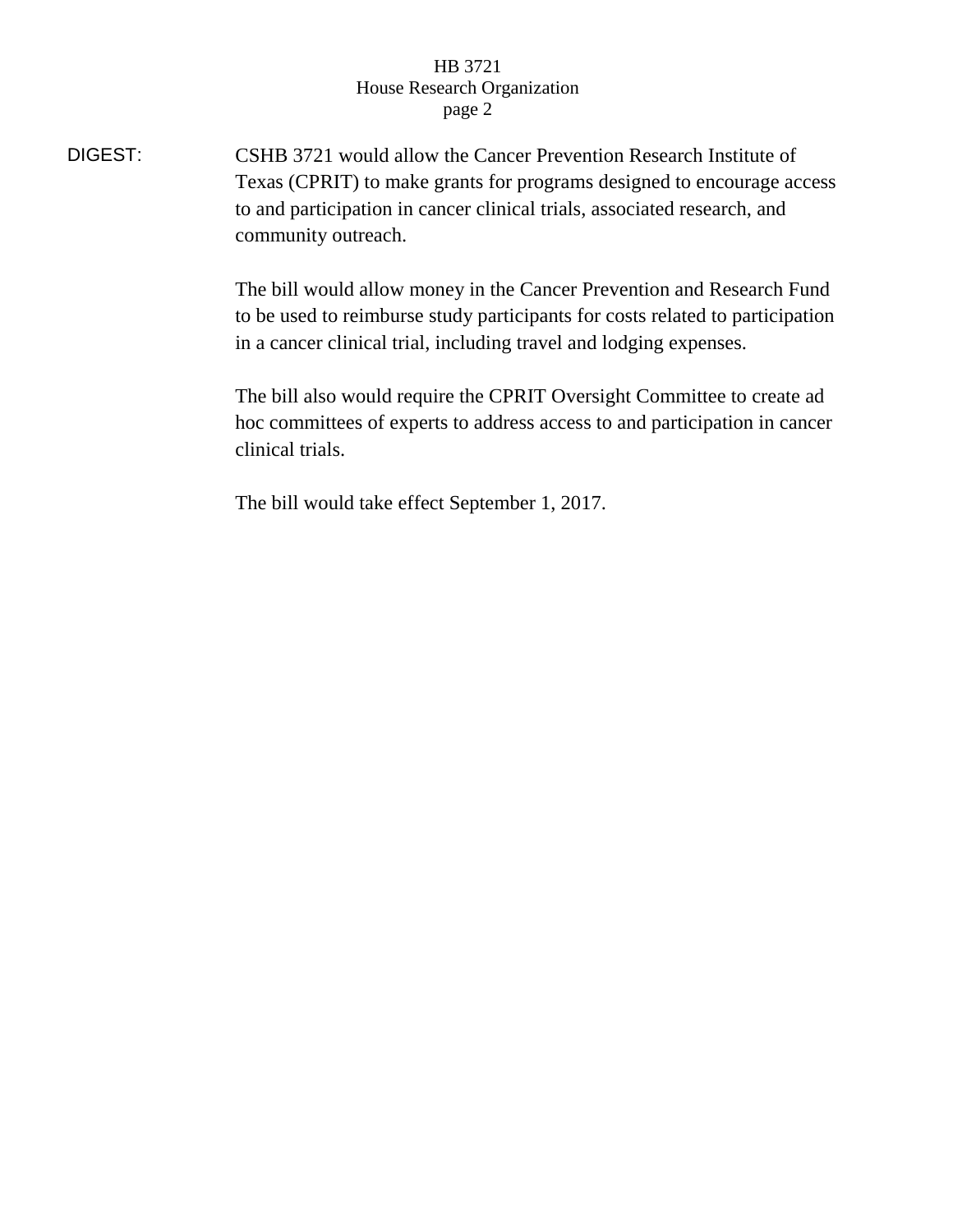DIGEST: CSHB 3721 would allow the Cancer Prevention Research Institute of Texas (CPRIT) to make grants for programs designed to encourage access to and participation in cancer clinical trials, associated research, and community outreach.

The bill would allow money in the Cancer Prevention and Research Fund to be used to reimburse study participants for costs related to participation in a cancer clinical trial, including travel and lodging expenses.

The bill also would require the CPRIT Oversight Committee to create ad hoc committees of experts to address access to and participation in cancer clinical trials.

The bill would take effect September 1, 2017.